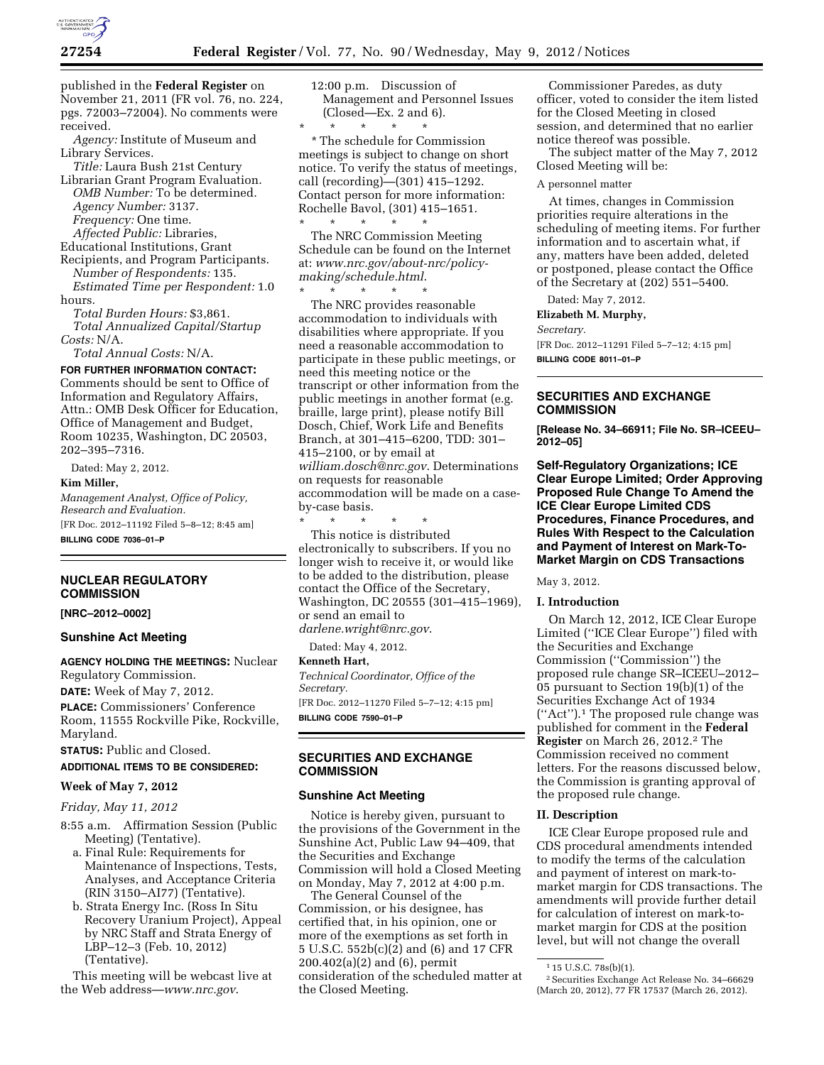published in the **Federal Register** on November 21, 2011 (FR vol. 76, no. 224, pgs. 72003–72004). No comments were received.

*Agency:* Institute of Museum and Library Services.

*Title:* Laura Bush 21st Century Librarian Grant Program Evaluation.

*OMB Number:* To be determined.

*Agency Number:* 3137.

*Frequency:* One time.

*Affected Public:* Libraries, Educational Institutions, Grant Recipients, and Program Participants.

*Number of Respondents:* 135.

*Estimated Time per Respondent:* 1.0 hours.

*Total Burden Hours:* $3,861.

*Total Annualized Capital/Startup Costs:* N/A.

*Total Annual Costs:* N/A.

**FOR FURTHER INFORMATION CONTACT:** Comments should be sent to Office of Information and Regulatory Affairs, Attn.: OMB Desk Officer for Education, Office of Management and Budget, Room 10235, Washington, DC 20503, 202–395–7316.

Dated: May 2, 2012.

**Kim Miller,**

*Management Analyst, Office of Policy, Research and Evaluation.*

[FR Doc. 2012–11192 Filed 5–8–12; 8:45 am]

**BILLING CODE 7036–01–P**

## NUCLEAR REGULATORY COMMISSION

**[NRC–2012–0002]**

### Sunshine Act Meeting

**AGENCY HOLDING THE MEETINGS:** Nuclear Regulatory Commission.

**DATE:** Week of May 7, 2012.

**PLACE:** Commissioners' Conference Room, 11555 Rockville Pike, Rockville, Maryland.

**STATUS:** Public and Closed.

**ADDITIONAL ITEMS TO BE CONSIDERED:**

**Week of May 7, 2012**

*Friday, May 11, 2012*

8:55 a.m. Affirmation Session (Public Meeting) (Tentative).

a. Final Rule: Requirements for Maintenance of Inspections, Tests, Analyses, and Acceptance Criteria (RIN 3150–AI77) (Tentative).

b. Strata Energy Inc. (Ross In Situ Recovery Uranium Project), Appeal by NRC Staff and Strata Energy of LBP–12–3 (Feb. 10, 2012) (Tentative).

This meeting will be webcast live at the Web address—*www.nrc.gov*.

12:00 p.m. Discussion of Management and Personnel Issues (Closed—Ex. 2 and 6).

\* \* \* \* \*

\* The schedule for Commission meetings is subject to change on short notice. To verify the status of meetings, call (recording)—(301) 415–1292. Contact person for more information: Rochelle Bavol, (301) 415–1651.

\* \* \* \* \*

The NRC Commission Meeting Schedule can be found on the Internet at: *www.nrc.gov/about-nrc/policy-making/schedule.html*.

\* \* \* \* \*

The NRC provides reasonable accommodation to individuals with disabilities where appropriate. If you need a reasonable accommodation to participate in these public meetings, or need this meeting notice or the transcript or other information from the public meetings in another format (e.g. braille, large print), please notify Bill Dosch, Chief, Work Life and Benefits Branch, at 301–415–6200, TDD: 301–415–2100, or by email at *william.dosch@nrc.gov*. Determinations on requests for reasonable accommodation will be made on a case-by-case basis.

\* \* \* \* \*

This notice is distributed electronically to subscribers. If you no longer wish to receive it, or would like to be added to the distribution, please contact the Office of the Secretary, Washington, DC 20555 (301–415–1969), or send an email to *darlene.wright@nrc.gov*.

Dated: May 4, 2012.

**Kenneth Hart,**

*Technical Coordinator, Office of the Secretary.*

[FR Doc. 2012–11270 Filed 5–7–12; 4:15 pm]

**BILLING CODE 7590–01–P**

## SECURITIES AND EXCHANGE COMMISSION

### Sunshine Act Meeting

Notice is hereby given, pursuant to the provisions of the Government in the Sunshine Act, Public Law 94–409, that the Securities and Exchange Commission will hold a Closed Meeting on Monday, May 7, 2012 at 4:00 p.m.

The General Counsel of the Commission, or his designee, has certified that, in his opinion, one or more of the exemptions as set forth in 5 U.S.C. 552b(c)(2) and (6) and 17 CFR 200.402(a)(2) and (6), permit consideration of the scheduled matter at the Closed Meeting.

Commissioner Paredes, as duty officer, voted to consider the item listed for the Closed Meeting in closed session, and determined that no earlier notice thereof was possible.

The subject matter of the May 7, 2012 Closed Meeting will be:

A personnel matter

At times, changes in Commission priorities require alterations in the scheduling of meeting items. For further information and to ascertain what, if any, matters have been added, deleted or postponed, please contact the Office of the Secretary at (202) 551–5400.

Dated: May 7, 2012.

**Elizabeth M. Murphy,**

*Secretary.*

[FR Doc. 2012–11291 Filed 5–7–12; 4:15 pm]

**BILLING CODE 8011–01–P**

## SECURITIES AND EXCHANGE COMMISSION

**[Release No. 34–66911; File No. SR–ICEEU–2012–05]**

### Self-Regulatory Organizations; ICE Clear Europe Limited; Order Approving Proposed Rule Change To Amend the ICE Clear Europe Limited CDS Procedures, Finance Procedures, and Rules With Respect to the Calculation and Payment of Interest on Mark-To-Market Margin on CDS Transactions

May 3, 2012.

#### I. Introduction

On March 12, 2012, ICE Clear Europe Limited (''ICE Clear Europe'') filed with the Securities and Exchange Commission (''Commission'') the proposed rule change SR–ICEEU–2012–05 pursuant to Section 19(b)(1) of the Securities Exchange Act of 1934 (''Act'').[1] The proposed rule change was published for comment in the **Federal Register** on March 26, 2012.[2] The Commission received no comment letters. For the reasons discussed below, the Commission is granting approval of the proposed rule change.

#### II. Description

ICE Clear Europe proposed rule and CDS procedural amendments intended to modify the terms of the calculation and payment of interest on mark-to-market margin for CDS transactions. The amendments will provide further detail for calculation of interest on mark-to-market margin for CDS at the position level, but will not change the overall

[1] 15 U.S.C. 78s(b)(1).

[2] Securities Exchange Act Release No. 34–66629 (March 20, 2012), 77 FR 17537 (March 26, 2012).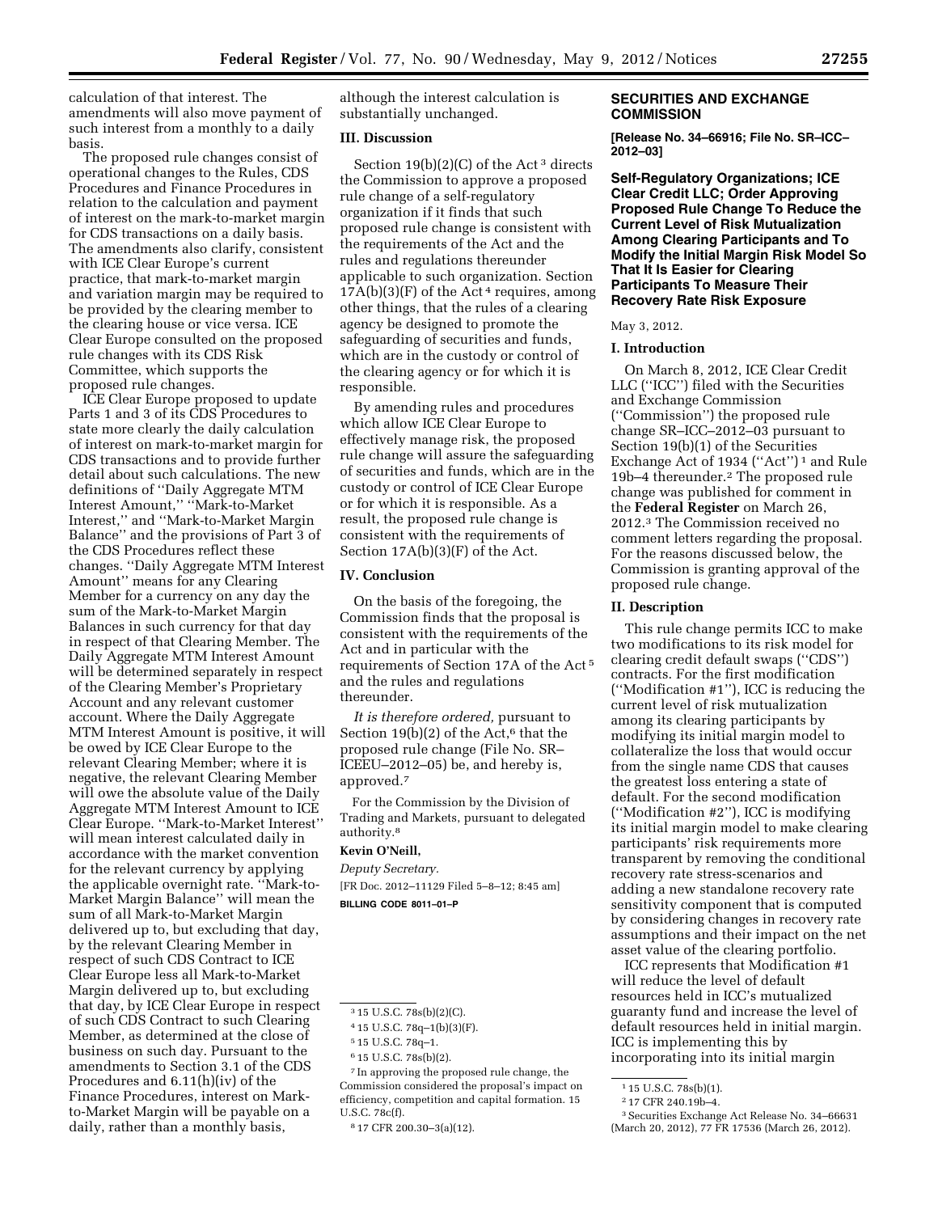calculation of that interest. The amendments will also move payment of such interest from a monthly to a daily basis.

The proposed rule changes consist of operational changes to the Rules, CDS Procedures and Finance Procedures in relation to the calculation and payment of interest on the mark-to-market margin for CDS transactions on a daily basis. The amendments also clarify, consistent with ICE Clear Europe's current practice, that mark-to-market margin and variation margin may be required to be provided by the clearing member to the clearing house or vice versa. ICE Clear Europe consulted on the proposed rule changes with its CDS Risk Committee, which supports the proposed rule changes.

ICE Clear Europe proposed to update Parts 1 and 3 of its CDS Procedures to state more clearly the daily calculation of interest on mark-to-market margin for CDS transactions and to provide further detail about such calculations. The new definitions of "Daily Aggregate MTM Interest Amount," "Mark-to-Market Interest," and "Mark-to-Market Margin Balance" and the provisions of Part 3 of the CDS Procedures reflect these changes. "Daily Aggregate MTM Interest Amount" means for any Clearing Member for a currency on any day the sum of the Mark-to-Market Margin Balances in such currency for that day in respect of that Clearing Member. The Daily Aggregate MTM Interest Amount will be determined separately in respect of the Clearing Member's Proprietary Account and any relevant customer account. Where the Daily Aggregate MTM Interest Amount is positive, it will be owed by ICE Clear Europe to the relevant Clearing Member; where it is negative, the relevant Clearing Member will owe the absolute value of the Daily Aggregate MTM Interest Amount to ICE Clear Europe. "Mark-to-Market Interest" will mean interest calculated daily in accordance with the market convention for the relevant currency by applying the applicable overnight rate. "Mark-to-Market Margin Balance" will mean the sum of all Mark-to-Market Margin delivered up to, but excluding that day, by the relevant Clearing Member in respect of such CDS Contract to ICE Clear Europe less all Mark-to-Market Margin delivered up to, but excluding that day, by ICE Clear Europe in respect of such CDS Contract to such Clearing Member, as determined at the close of business on such day. Pursuant to the amendments to Section 3.1 of the CDS Procedures and 6.11(h)(iv) of the Finance Procedures, interest on Mark-to-Market Margin will be payable on a daily, rather than a monthly basis, although the interest calculation is substantially unchanged.

### III. Discussion

Section 19(b)(2)(C) of the Act[3] directs the Commission to approve a proposed rule change of a self-regulatory organization if it finds that such proposed rule change is consistent with the requirements of the Act and the rules and regulations thereunder applicable to such organization. Section 17A(b)(3)(F) of the Act[4] requires, among other things, that the rules of a clearing agency be designed to promote the safeguarding of securities and funds, which are in the custody or control of the clearing agency or for which it is responsible.

By amending rules and procedures which allow ICE Clear Europe to effectively manage risk, the proposed rule change will assure the safeguarding of securities and funds, which are in the custody or control of ICE Clear Europe or for which it is responsible. As a result, the proposed rule change is consistent with the requirements of Section 17A(b)(3)(F) of the Act.

### IV. Conclusion

On the basis of the foregoing, the Commission finds that the proposal is consistent with the requirements of the Act and in particular with the requirements of Section 17A of the Act[5] and the rules and regulations thereunder.

*It is therefore ordered,* pursuant to Section 19(b)(2) of the Act,[6] that the proposed rule change (File No. SR–ICEEU–2012–05) be, and hereby is, approved.[7]

For the Commission by the Division of Trading and Markets, pursuant to delegated authority.[8]

**Kevin O'Neill,**

*Deputy Secretary.*

[FR Doc. 2012–11129 Filed 5–8–12; 8:45 am]

**BILLING CODE 8011–01–P**

[3] 15 U.S.C. 78s(b)(2)(C).

[4] 15 U.S.C. 78q–1(b)(3)(F).

[5] 15 U.S.C. 78q–1.

[6] 15 U.S.C. 78s(b)(2).

[7] In approving the proposed rule change, the Commission considered the proposal's impact on efficiency, competition and capital formation. 15 U.S.C. 78c(f).

[8] 17 CFR 200.30–3(a)(12).

## SECURITIES AND EXCHANGE COMMISSION

**[Release No. 34–66916; File No. SR–ICC–2012–03]**

**Self-Regulatory Organizations; ICE Clear Credit LLC; Order Approving Proposed Rule Change To Reduce the Current Level of Risk Mutualization Among Clearing Participants and To Modify the Initial Margin Risk Model So That It Is Easier for Clearing Participants To Measure Their Recovery Rate Risk Exposure**

May 3, 2012.

### I. Introduction

On March 8, 2012, ICE Clear Credit LLC ("ICC") filed with the Securities and Exchange Commission ("Commission") the proposed rule change SR–ICC–2012–03 pursuant to Section 19(b)(1) of the Securities Exchange Act of 1934 ("Act")[1] and Rule 19b–4 thereunder.[2] The proposed rule change was published for comment in the **Federal Register** on March 26, 2012.[3] The Commission received no comment letters regarding the proposal. For the reasons discussed below, the Commission is granting approval of the proposed rule change.

### II. Description

This rule change permits ICC to make two modifications to its risk model for clearing credit default swaps ("CDS") contracts. For the first modification ("Modification #1"), ICC is reducing the current level of risk mutualization among its clearing participants by modifying its initial margin model to collateralize the loss that would occur from the single name CDS that causes the greatest loss entering a state of default. For the second modification ("Modification #2"), ICC is modifying its initial margin model to make clearing participants' risk requirements more transparent by removing the conditional recovery rate stress-scenarios and adding a new standalone recovery rate sensitivity component that is computed by considering changes in recovery rate assumptions and their impact on the net asset value of the clearing portfolio.

ICC represents that Modification #1 will reduce the level of default resources held in ICC's mutualized guaranty fund and increase the level of default resources held in initial margin. ICC is implementing this by incorporating into its initial margin

[1] 15 U.S.C. 78s(b)(1).

[2] 17 CFR 240.19b–4.

[3] Securities Exchange Act Release No. 34–66631 (March 20, 2012), 77 FR 17536 (March 26, 2012).